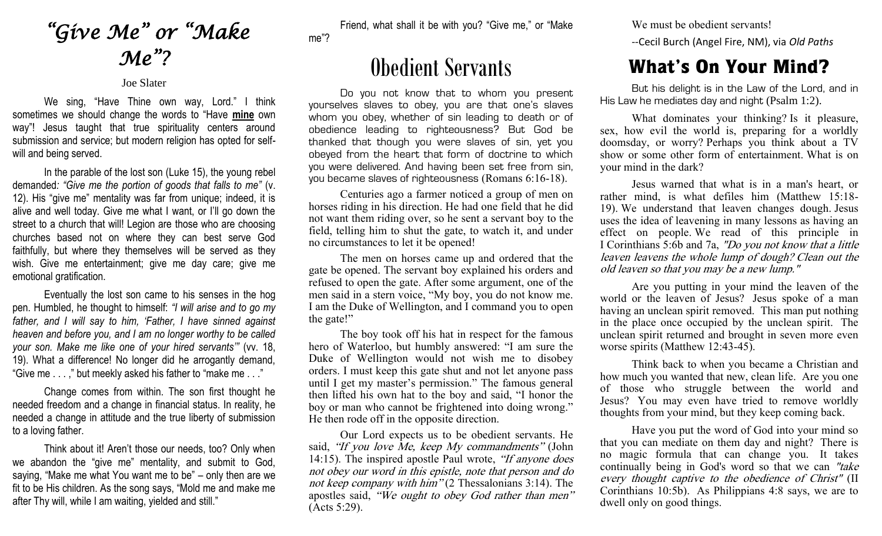# *"Give Me" or "Make Me"?*

Joe Slater

We sing, "Have Thine own way, Lord." I think sometimes we should change the words to "Have **mine** own way"! Jesus taught that true spirituality centers around submission and service; but modern religion has opted for self-will and being served.

In the parable of the lost son (Luke 15), the young rebel demanded: *"Give me the portion of goods that falls to me"* (v. 12). His "give me" mentality was far from unique; indeed, it is alive and well today. Give me what I want, or I'll go down the street to a church that will! Legion are those who are choosing churches based not on where they can best serve God faithfully, but where they themselves will be served as they wish. Give me entertainment; give me day care; give me emotional gratification.

Eventually the lost son came to his senses in the hog pen. Humbled, he thought to himself: *"I will arise and to go my father, and I will say to him, 'Father, I have sinned against heaven and before you, and I am no longer worthy to be called your son. Make me like one of your hired servants'"* (vv. 18, 19). What a difference! No longer did he arrogantly demand, "Give me . . . ," but meekly asked his father to "make me . . ."

Change comes from within. The son first thought he needed freedom and a change in financial status. In reality, he needed a change in attitude and the true liberty of submission to a loving father.

Think about it! Aren't those our needs, too? Only when we abandon the "give me" mentality, and submit to God, saying, "Make me what You want me to be" – only then are we fit to be His children. As the song says, "Mold me and make me after Thy will, while I am waiting, yielded and still."

Friend, what shall it be with you? "Give me," or "Make me"?

# Obedient Servants

Do you not know that to whom you present yourselves slaves to obey, you are that one's slaves whom you obey, whether of sin leading to death or of obedience leading to righteousness? But God be thanked that though you were slaves of sin, yet you obeyed from the heart that form of doctrine to which you were delivered. And having been set free from sin, you became slaves of righteousness (Romans 6:16-18).

Centuries ago a farmer noticed a group of men on horses riding in his direction. He had one field that he did not want them riding over, so he sent a servant boy to the field, telling him to shut the gate, to watch it, and under no circumstances to let it be opened!

The men on horses came up and ordered that the gate be opened. The servant boy explained his orders and refused to open the gate. After some argument, one of the men said in a stern voice, "My boy, you do not know me. I am the Duke of Wellington, and I command you to open the gate!"

The boy took off his hat in respect for the famous hero of Waterloo, but humbly answered: "I am sure the Duke of Wellington would not wish me to disobey orders. I must keep this gate shut and not let anyone pass until I get my master's permission." The famous general then lifted his own hat to the boy and said, "I honor the boy or man who cannot be frightened into doing wrong." He then rode off in the opposite direction.

Our Lord expects us to be obedient servants. He said, *"If you love Me, keep My commandments"* (John 14:15). The inspired apostle Paul wrote, *"If anyone does not obey our word in this epistle, note that person and do not keep company with him"* (2 Thessalonians 3:14). The apostles said, *"We ought to obey God rather than men"* (Acts 5:29).

We must be obedient servants!

--Cecil Burch (Angel Fire, NM), via *Old Paths*

# What's On Your Mind?

But his delight is in the Law of the Lord, and in His Law he mediates day and night (Psalm 1:2).

What dominates your thinking? Is it pleasure, sex, how evil the world is, preparing for a worldly doomsday, or worry? Perhaps you think about a TV show or some other form of entertainment. What is on your mind in the dark?

Jesus warned that what is in a man's heart, or rather mind, is what defiles him (Matthew 15:18-19). We understand that leaven changes dough. Jesus uses the idea of leavening in many lessons as having an effect on people. We read of this principle in I Corinthians 5:6b and 7a, *"Do you not know that a little leaven leavens the whole lump of dough? Clean out the old leaven so that you may be a new lump."*

Are you putting in your mind the leaven of the world or the leaven of Jesus? Jesus spoke of a man having an unclean spirit removed. This man put nothing in the place once occupied by the unclean spirit. The unclean spirit returned and brought in seven more even worse spirits (Matthew 12:43-45).

Think back to when you became a Christian and how much you wanted that new, clean life. Are you one of those who struggle between the world and Jesus? You may even have tried to remove worldly thoughts from your mind, but they keep coming back.

Have you put the word of God into your mind so that you can mediate on them day and night? There is no magic formula that can change you. It takes continually being in God's word so that we can *"take every thought captive to the obedience of Christ"* (II Corinthians 10:5b). As Philippians 4:8 says, we are to dwell only on good things.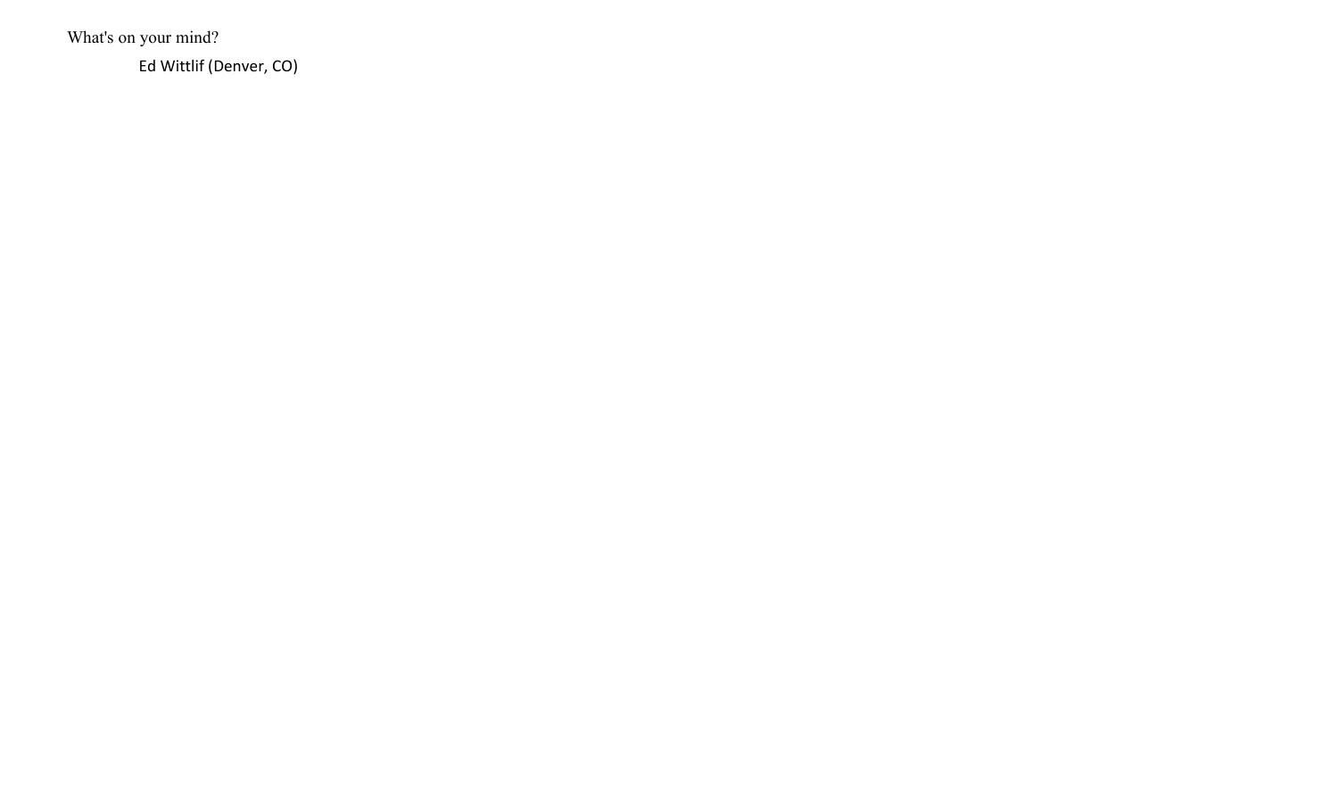What's on your mind?

Ed Wittlif (Denver, CO)